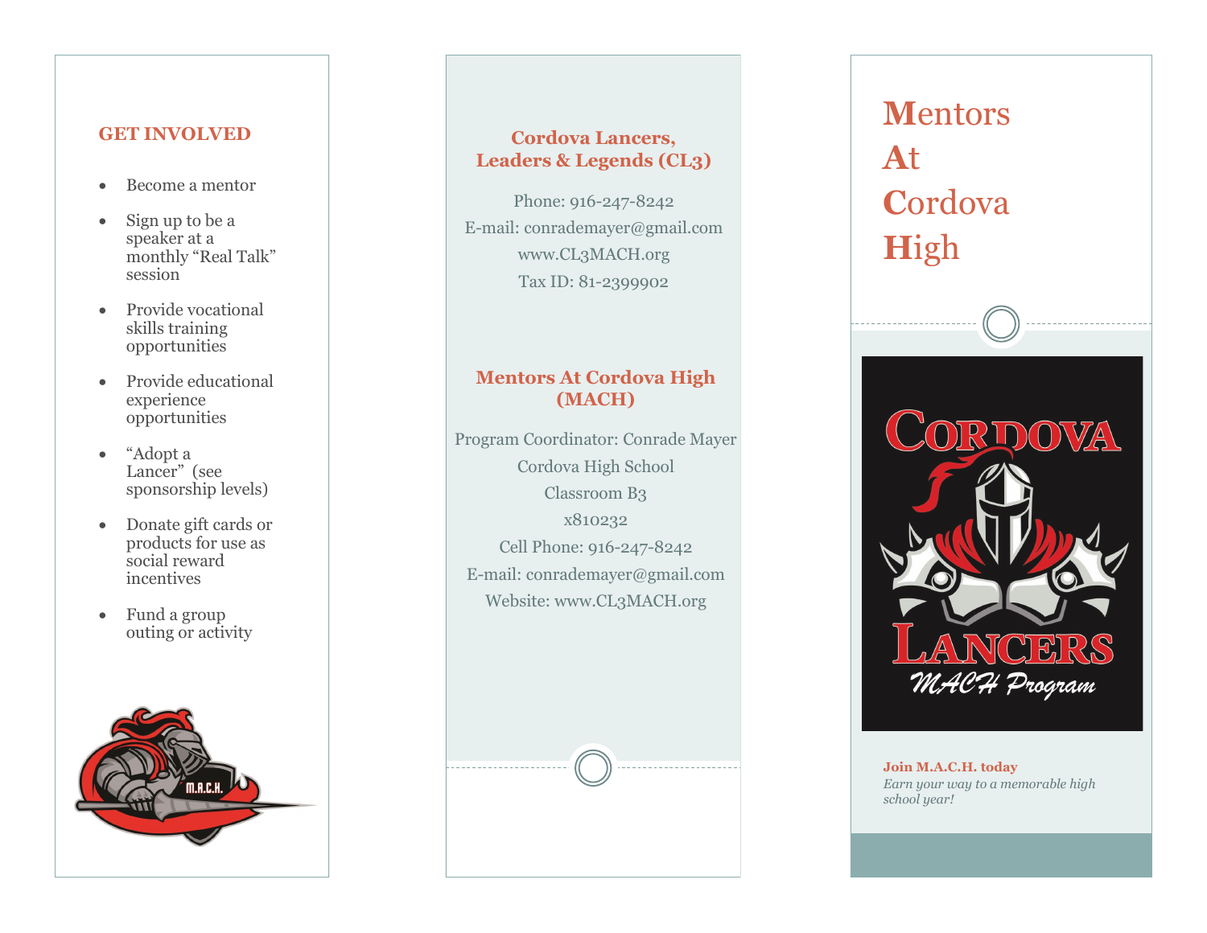## GET INVOLVED

- Become a mentor
- Sign up to be a speaker at a monthly "Real Talk" session
- Provide vocational skills training opportunities
- Provide educational experience opportunities
- "Adopt a Lancer" (see sponsorship levels)
- Donate gift cards or products for use as social reward incentives
- Fund a group outing or activity

### Cordova Lancers, Leaders & Legends (CL3)

Phone: 916-247-8242
E-mail: conrademayer@gmail.com
www.CL3MACH.org
Tax ID: 81-2399902

### Mentors At Cordova High (MACH)

Program Coordinator: Conrade Mayer
Cordova High School
Classroom B3
x810232
Cell Phone: 916-247-8242
E-mail: conrademayer@gmail.com
Website: www.CL3MACH.org

# Mentors At Cordova High

**Join M.A.C.H. today**

*Earn your way to a memorable high school year!*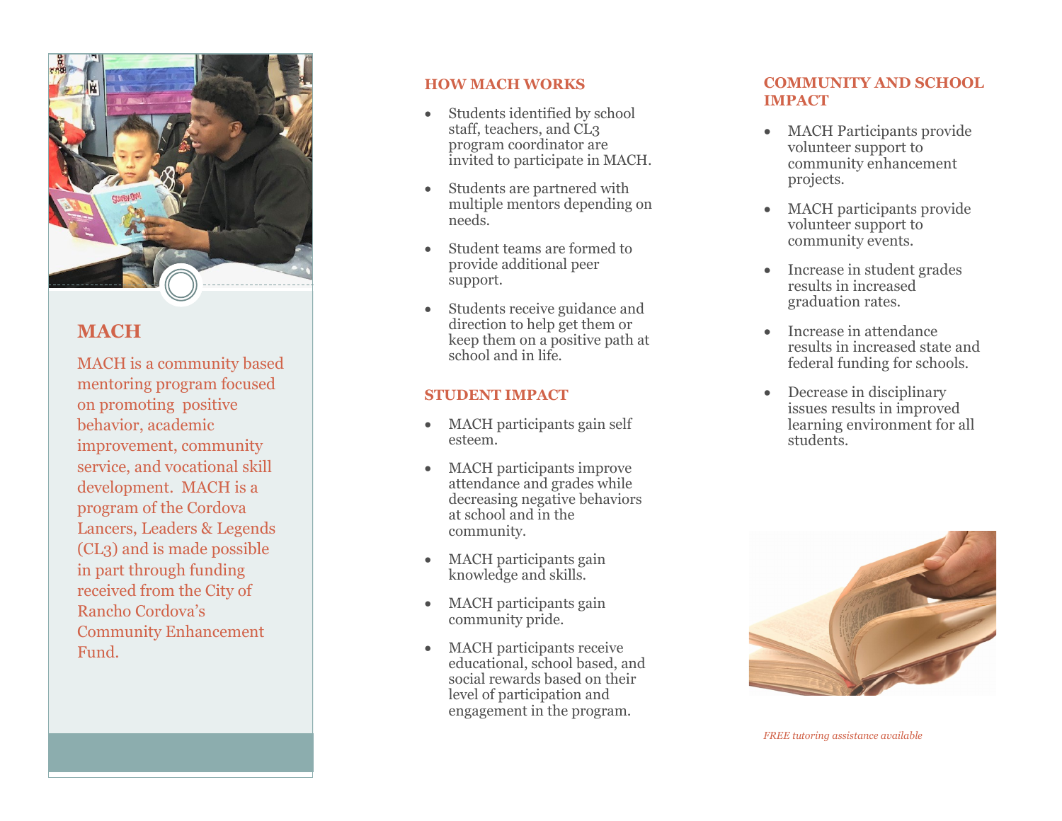## MACH

MACH is a community based mentoring program focused on promoting positive behavior, academic improvement, community service, and vocational skill development. MACH is a program of the Cordova Lancers, Leaders & Legends (CL3) and is made possible in part through funding received from the City of Rancho Cordova's Community Enhancement Fund.

### HOW MACH WORKS

- Students identified by school staff, teachers, and CL3 program coordinator are invited to participate in MACH.
- Students are partnered with multiple mentors depending on needs.
- Student teams are formed to provide additional peer support.
- Students receive guidance and direction to help get them or keep them on a positive path at school and in life.

### STUDENT IMPACT

- MACH participants gain self esteem.
- MACH participants improve attendance and grades while decreasing negative behaviors at school and in the community.
- MACH participants gain knowledge and skills.
- MACH participants gain community pride.
- MACH participants receive educational, school based, and social rewards based on their level of participation and engagement in the program.

### COMMUNITY AND SCHOOL IMPACT

- MACH Participants provide volunteer support to community enhancement projects.
- MACH participants provide volunteer support to community events.
- Increase in student grades results in increased graduation rates.
- Increase in attendance results in increased state and federal funding for schools.
- Decrease in disciplinary issues results in improved learning environment for all students.

*FREE tutoring assistance available*